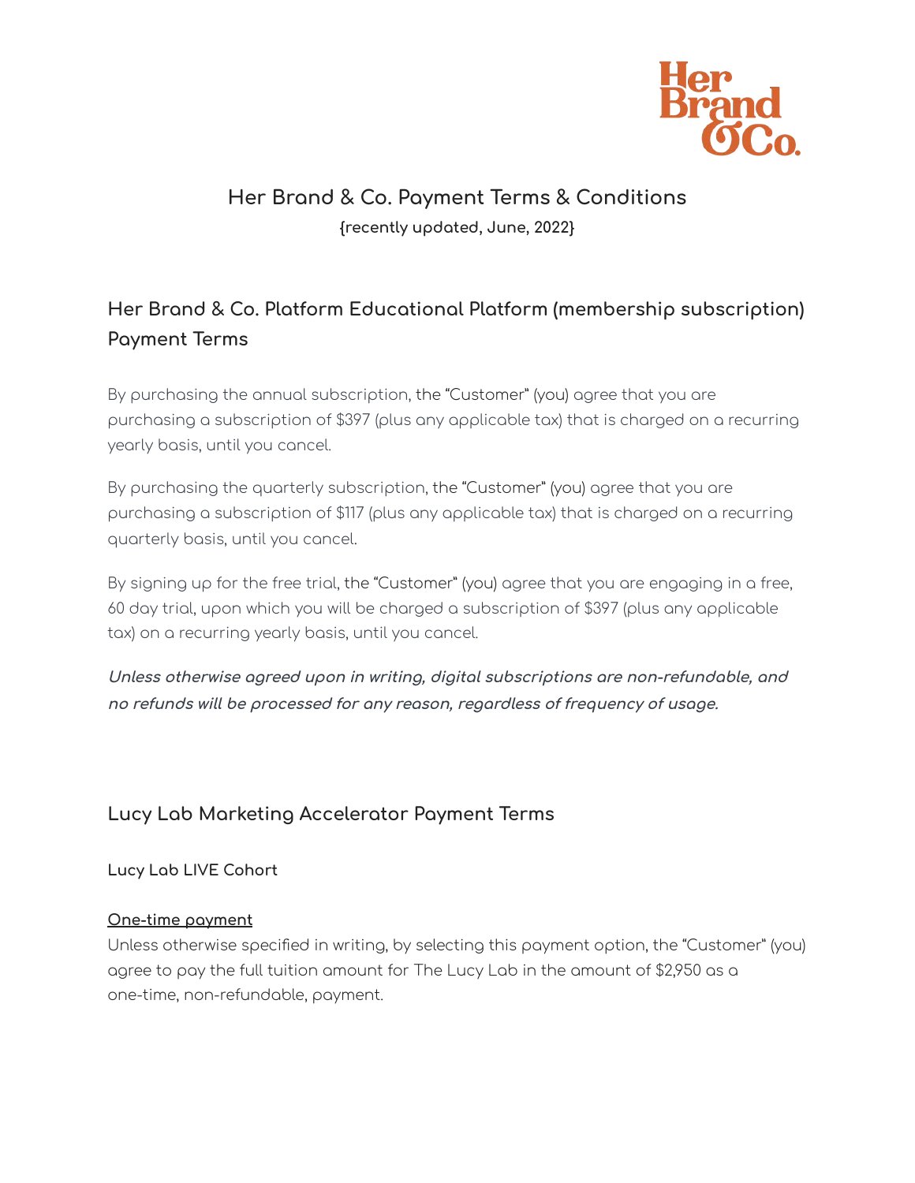# Her Brand & Co. Payment Terms & Conditions

**{recently updated, June, 2022}**

## Her Brand & Co. Platform Educational Platform (membership subscription) Payment Terms

By purchasing the annual subscription, the "Customer" (you) agree that you are purchasing a subscription of $397 (plus any applicable tax) that is charged on a recurring yearly basis, until you cancel.

By purchasing the quarterly subscription, the "Customer" (you) agree that you are purchasing a subscription of $117 (plus any applicable tax) that is charged on a recurring quarterly basis, until you cancel.

By signing up for the free trial, the "Customer" (you) agree that you are engaging in a free, 60 day trial, upon which you will be charged a subscription of $397 (plus any applicable tax) on a recurring yearly basis, until you cancel.

***Unless otherwise agreed upon in writing, digital subscriptions are non-refundable, and no refunds will be processed for any reason, regardless of frequency of usage.***

## Lucy Lab Marketing Accelerator Payment Terms

### Lucy Lab LIVE Cohort

**One-time payment**

Unless otherwise specified in writing, by selecting this payment option, the "Customer" (you) agree to pay the full tuition amount for The Lucy Lab in the amount of $2,950 as a one-time, non-refundable, payment.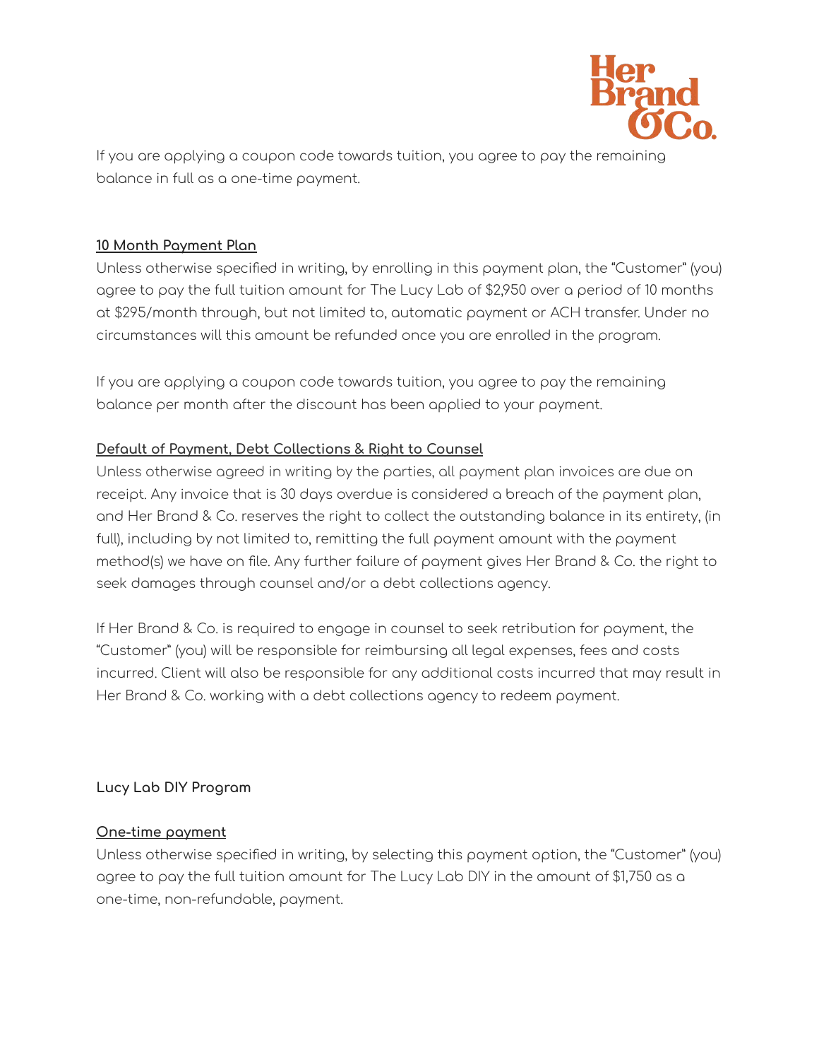If you are applying a coupon code towards tuition, you agree to pay the remaining balance in full as a one-time payment.

**10 Month Payment Plan**

Unless otherwise specified in writing, by enrolling in this payment plan, the "Customer" (you) agree to pay the full tuition amount for The Lucy Lab of $2,950 over a period of 10 months at $295/month through, but not limited to, automatic payment or ACH transfer. Under no circumstances will this amount be refunded once you are enrolled in the program.

If you are applying a coupon code towards tuition, you agree to pay the remaining balance per month after the discount has been applied to your payment.

**Default of Payment, Debt Collections & Right to Counsel**

Unless otherwise agreed in writing by the parties, all payment plan invoices are due on receipt. Any invoice that is 30 days overdue is considered a breach of the payment plan, and Her Brand & Co. reserves the right to collect the outstanding balance in its entirety, (in full), including by not limited to, remitting the full payment amount with the payment method(s) we have on file. Any further failure of payment gives Her Brand & Co. the right to seek damages through counsel and/or a debt collections agency.

If Her Brand & Co. is required to engage in counsel to seek retribution for payment, the "Customer" (you) will be responsible for reimbursing all legal expenses, fees and costs incurred. Client will also be responsible for any additional costs incurred that may result in Her Brand & Co. working with a debt collections agency to redeem payment.

**Lucy Lab DIY Program**

**One-time payment**

Unless otherwise specified in writing, by selecting this payment option, the "Customer" (you) agree to pay the full tuition amount for The Lucy Lab DIY in the amount of $1,750 as a one-time, non-refundable, payment.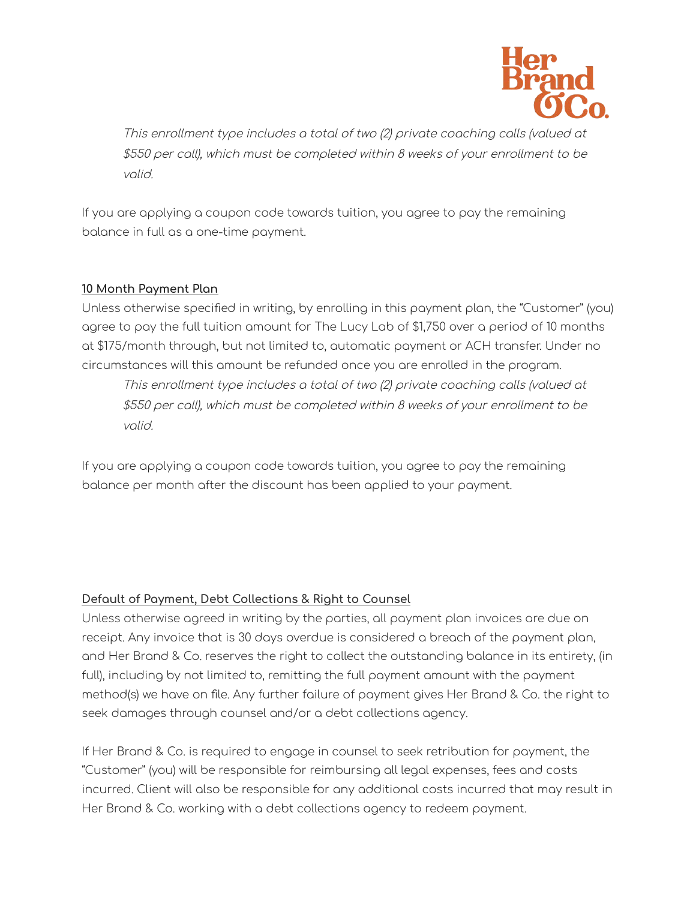*This enrollment type includes a total of two (2) private coaching calls (valued at $550 per call), which must be completed within 8 weeks of your enrollment to be valid.*

If you are applying a coupon code towards tuition, you agree to pay the remaining balance in full as a one-time payment.

**10 Month Payment Plan**

Unless otherwise specified in writing, by enrolling in this payment plan, the "Customer" (you) agree to pay the full tuition amount for The Lucy Lab of $1,750 over a period of 10 months at $175/month through, but not limited to, automatic payment or ACH transfer. Under no circumstances will this amount be refunded once you are enrolled in the program.

*This enrollment type includes a total of two (2) private coaching calls (valued at $550 per call), which must be completed within 8 weeks of your enrollment to be valid.*

If you are applying a coupon code towards tuition, you agree to pay the remaining balance per month after the discount has been applied to your payment.

**Default of Payment, Debt Collections & Right to Counsel**

Unless otherwise agreed in writing by the parties, all payment plan invoices are due on receipt. Any invoice that is 30 days overdue is considered a breach of the payment plan, and Her Brand & Co. reserves the right to collect the outstanding balance in its entirety, (in full), including by not limited to, remitting the full payment amount with the payment method(s) we have on file. Any further failure of payment gives Her Brand & Co. the right to seek damages through counsel and/or a debt collections agency.

If Her Brand & Co. is required to engage in counsel to seek retribution for payment, the "Customer" (you) will be responsible for reimbursing all legal expenses, fees and costs incurred. Client will also be responsible for any additional costs incurred that may result in Her Brand & Co. working with a debt collections agency to redeem payment.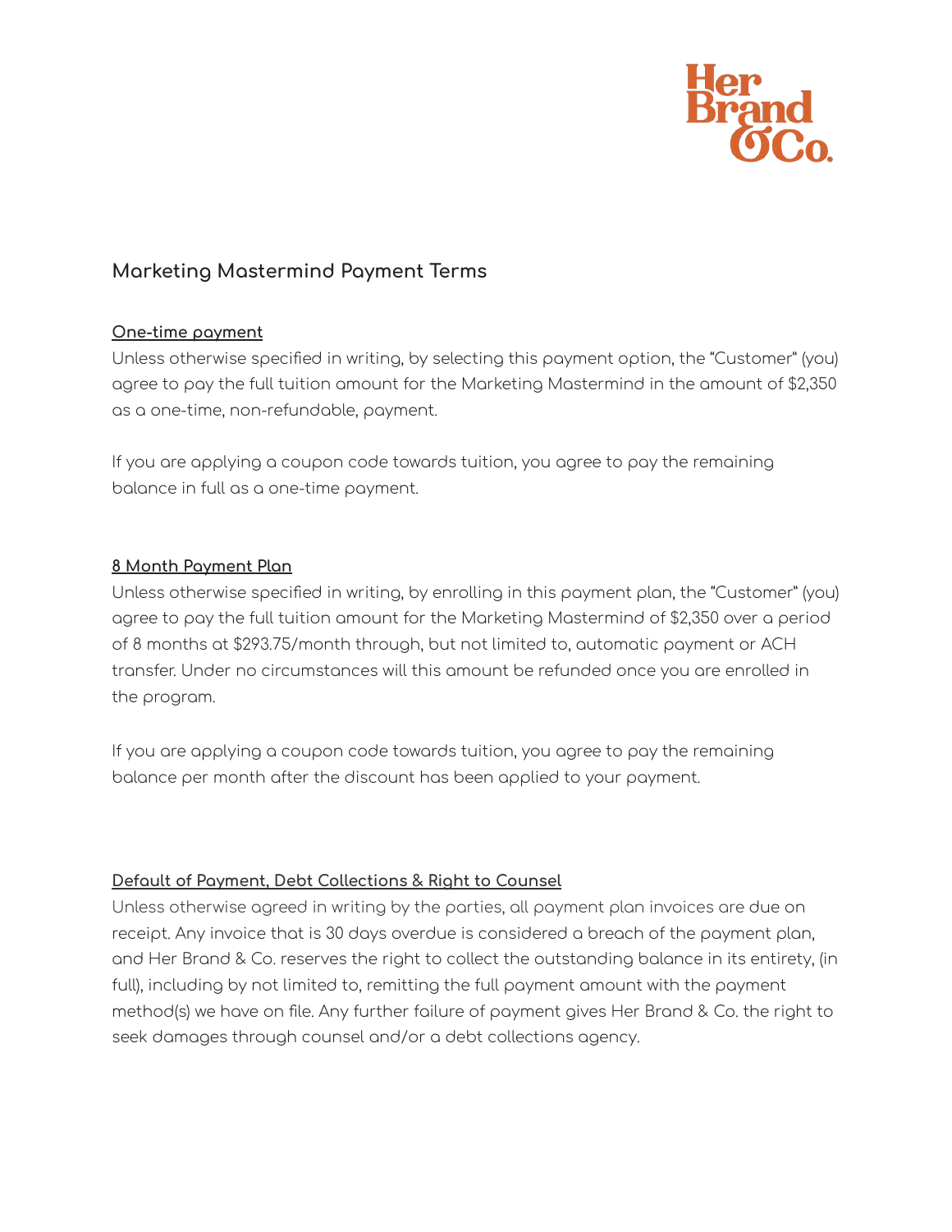Her Brand & Co.

## Marketing Mastermind Payment Terms

**One-time payment**

Unless otherwise specified in writing, by selecting this payment option, the "Customer" (you) agree to pay the full tuition amount for the Marketing Mastermind in the amount of $2,350 as a one-time, non-refundable, payment.

If you are applying a coupon code towards tuition, you agree to pay the remaining balance in full as a one-time payment.

**8 Month Payment Plan**

Unless otherwise specified in writing, by enrolling in this payment plan, the "Customer" (you) agree to pay the full tuition amount for the Marketing Mastermind of $2,350 over a period of 8 months at $293.75/month through, but not limited to, automatic payment or ACH transfer. Under no circumstances will this amount be refunded once you are enrolled in the program.

If you are applying a coupon code towards tuition, you agree to pay the remaining balance per month after the discount has been applied to your payment.

**Default of Payment, Debt Collections & Right to Counsel**

Unless otherwise agreed in writing by the parties, all payment plan invoices are due on receipt. Any invoice that is 30 days overdue is considered a breach of the payment plan, and Her Brand & Co. reserves the right to collect the outstanding balance in its entirety, (in full), including by not limited to, remitting the full payment amount with the payment method(s) we have on file. Any further failure of payment gives Her Brand & Co. the right to seek damages through counsel and/or a debt collections agency.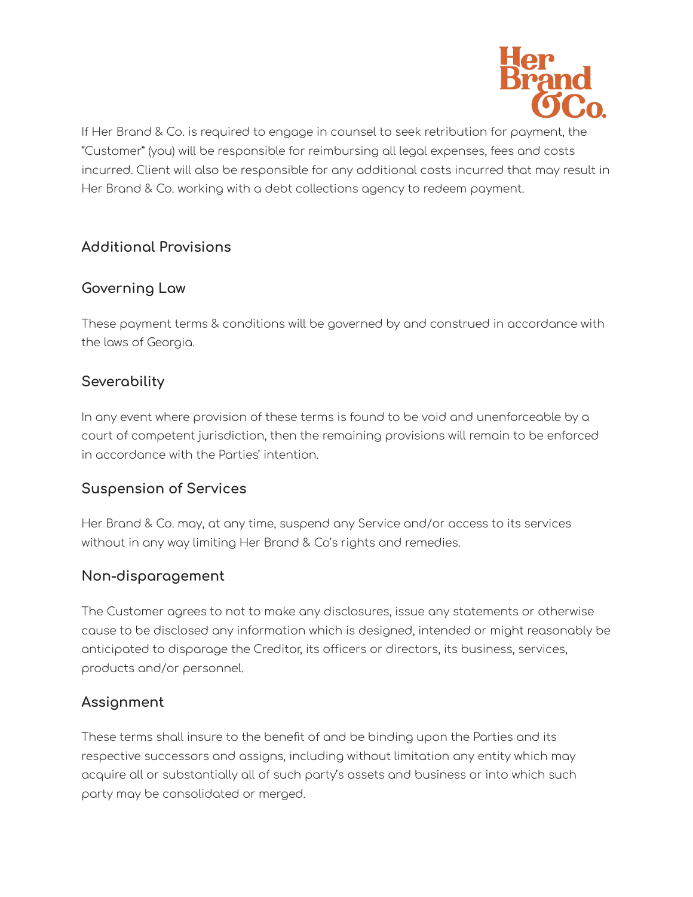If Her Brand & Co. is required to engage in counsel to seek retribution for payment, the "Customer" (you) will be responsible for reimbursing all legal expenses, fees and costs incurred. Client will also be responsible for any additional costs incurred that may result in Her Brand & Co. working with a debt collections agency to redeem payment.

## Additional Provisions

### Governing Law

These payment terms & conditions will be governed by and construed in accordance with the laws of Georgia.

### Severability

In any event where provision of these terms is found to be void and unenforceable by a court of competent jurisdiction, then the remaining provisions will remain to be enforced in accordance with the Parties' intention.

### Suspension of Services

Her Brand & Co. may, at any time, suspend any Service and/or access to its services without in any way limiting Her Brand & Co's rights and remedies.

### Non-disparagement

The Customer agrees to not to make any disclosures, issue any statements or otherwise cause to be disclosed any information which is designed, intended or might reasonably be anticipated to disparage the Creditor, its officers or directors, its business, services, products and/or personnel.

### Assignment

These terms shall insure to the benefit of and be binding upon the Parties and its respective successors and assigns, including without limitation any entity which may acquire all or substantially all of such party's assets and business or into which such party may be consolidated or merged.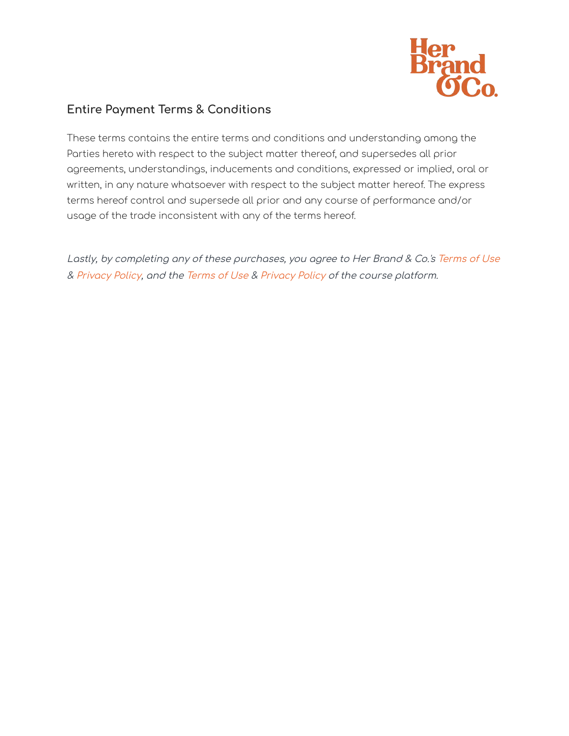## Entire Payment Terms & Conditions

These terms contains the entire terms and conditions and understanding among the Parties hereto with respect to the subject matter thereof, and supersedes all prior agreements, understandings, inducements and conditions, expressed or implied, oral or written, in any nature whatsoever with respect to the subject matter hereof. The express terms hereof control and supersede all prior and any course of performance and/or usage of the trade inconsistent with any of the terms hereof.

*Lastly, by completing any of these purchases, you agree to Her Brand & Co.'s Terms of Use & Privacy Policy, and the Terms of Use & Privacy Policy of the course platform.*